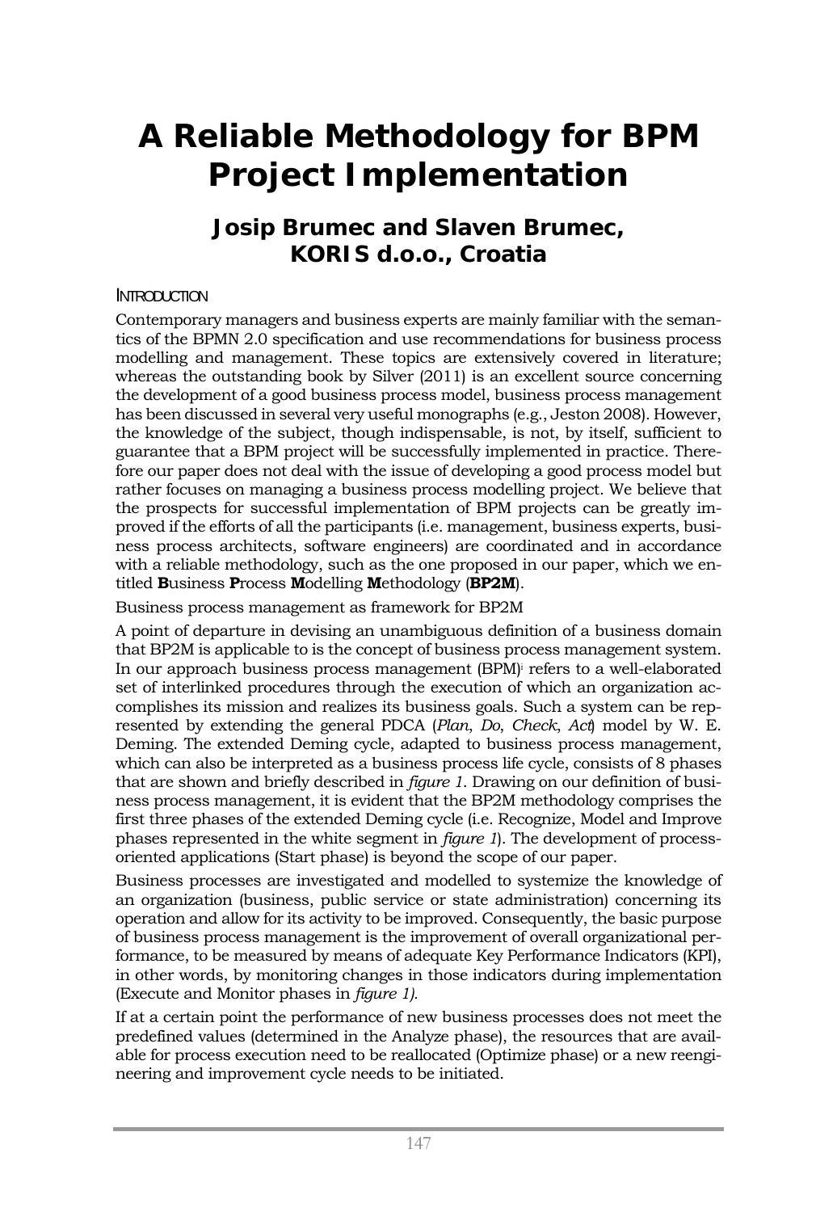# A Reliable Methodology for BPM Project Implementation

## Josip Brumec and Slaven Brumec, KORIS d.o.o., Croatia

### INTRODUCTION

Contemporary managers and business experts are mainly familiar with the semantics of the BPMN 2.0 specification and use recommendations for business process modelling and management. These topics are extensively covered in literature; whereas the outstanding book by Silver (2011) is an excellent source concerning the development of a good business process model, business process management has been discussed in several very useful monographs (e.g., Jeston 2008). However, the knowledge of the subject, though indispensable, is not, by itself, sufficient to guarantee that a BPM project will be successfully implemented in practice. Therefore our paper does not deal with the issue of developing a good process model but rather focuses on managing a business process modelling project. We believe that the prospects for successful implementation of BPM projects can be greatly improved if the efforts of all the participants (i.e. management, business experts, business process architects, software engineers) are coordinated and in accordance with a reliable methodology, such as the one proposed in our paper, which we entitled **B**usiness **P**rocess **M**odelling **M**ethodology (**BP2M**).

Business process management as framework for BP2M

A point of departure in devising an unambiguous definition of a business domain that BP2M is applicable to is the concept of business process management system. In our approach business process management (BPM)[i] refers to a well-elaborated set of interlinked procedures through the execution of which an organization accomplishes its mission and realizes its business goals. Such a system can be represented by extending the general PDCA (*Plan*, *Do*, *Check*, *Act*) model by W. E. Deming. The extended Deming cycle, adapted to business process management, which can also be interpreted as a business process life cycle, consists of 8 phases that are shown and briefly described in *figure 1*. Drawing on our definition of business process management, it is evident that the BP2M methodology comprises the first three phases of the extended Deming cycle (i.e. Recognize, Model and Improve phases represented in the white segment in *figure 1*). The development of process-oriented applications (Start phase) is beyond the scope of our paper.

Business processes are investigated and modelled to systemize the knowledge of an organization (business, public service or state administration) concerning its operation and allow for its activity to be improved. Consequently, the basic purpose of business process management is the improvement of overall organizational performance, to be measured by means of adequate Key Performance Indicators (KPI), in other words, by monitoring changes in those indicators during implementation (Execute and Monitor phases in *figure 1).*

If at a certain point the performance of new business processes does not meet the predefined values (determined in the Analyze phase), the resources that are available for process execution need to be reallocated (Optimize phase) or a new reengineering and improvement cycle needs to be initiated.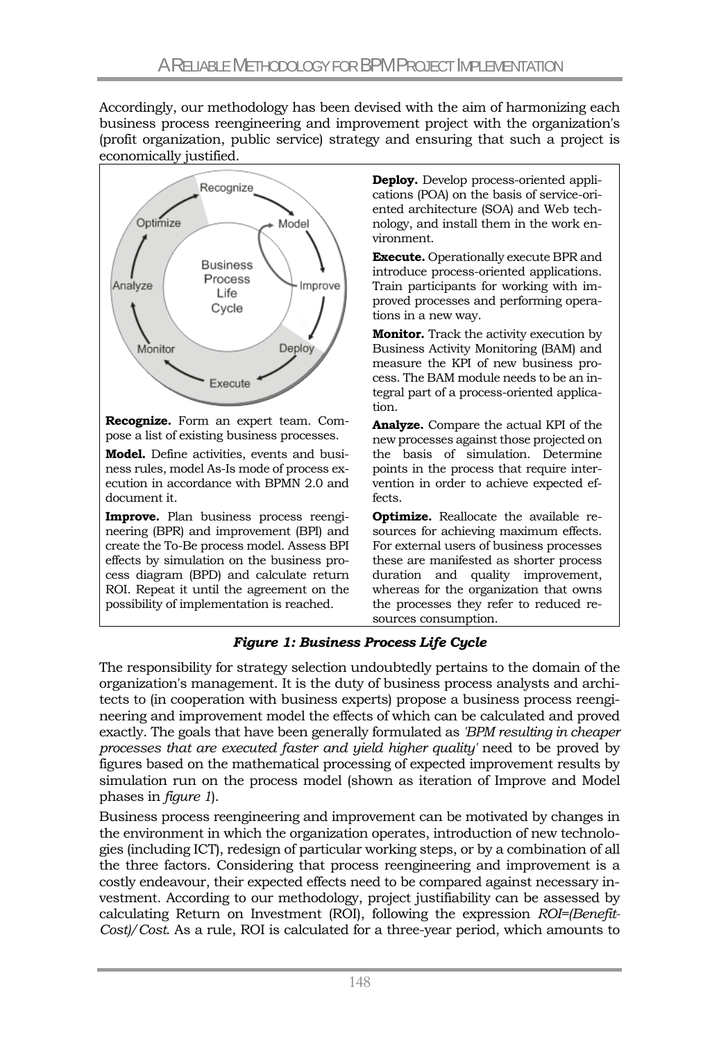Accordingly, our methodology has been devised with the aim of harmonizing each business process reengineering and improvement project with the organization's (profit organization, public service) strategy and ensuring that such a project is economically justified.

Recognize
Model
Improve
Deploy
Execute
Monitor
Analyze
Optimize
Business Process Life Cycle

**Recognize.** Form an expert team. Compose a list of existing business processes.

**Model.** Define activities, events and business rules, model As-Is mode of process execution in accordance with BPMN 2.0 and document it.

**Improve.** Plan business process reengineering (BPR) and improvement (BPI) and create the To-Be process model. Assess BPI effects by simulation on the business process diagram (BPD) and calculate return ROI. Repeat it until the agreement on the possibility of implementation is reached.

**Deploy.** Develop process-oriented applications (POA) on the basis of service-oriented architecture (SOA) and Web technology, and install them in the work environment.

**Execute.** Operationally execute BPR and introduce process-oriented applications. Train participants for working with improved processes and performing operations in a new way.

**Monitor.** Track the activity execution by Business Activity Monitoring (BAM) and measure the KPI of new business process. The BAM module needs to be an integral part of a process-oriented application.

**Analyze.** Compare the actual KPI of the new processes against those projected on the basis of simulation. Determine points in the process that require intervention in order to achieve expected effects.

**Optimize.** Reallocate the available resources for achieving maximum effects. For external users of business processes these are manifested as shorter process duration and quality improvement, whereas for the organization that owns the processes they refer to reduced resources consumption.

***Figure 1: Business Process Life Cycle***

The responsibility for strategy selection undoubtedly pertains to the domain of the organization's management. It is the duty of business process analysts and architects to (in cooperation with business experts) propose a business process reengineering and improvement model the effects of which can be calculated and proved exactly. The goals that have been generally formulated as *'BPM resulting in cheaper processes that are executed faster and yield higher quality'* need to be proved by figures based on the mathematical processing of expected improvement results by simulation run on the process model (shown as iteration of Improve and Model phases in *figure 1*).

Business process reengineering and improvement can be motivated by changes in the environment in which the organization operates, introduction of new technologies (including ICT), redesign of particular working steps, or by a combination of all the three factors. Considering that process reengineering and improvement is a costly endeavour, their expected effects need to be compared against necessary investment. According to our methodology, project justifiability can be assessed by calculating Return on Investment (ROI), following the expression *ROI=(Benefit-Cost)/Cost*. As a rule, ROI is calculated for a three-year period, which amounts to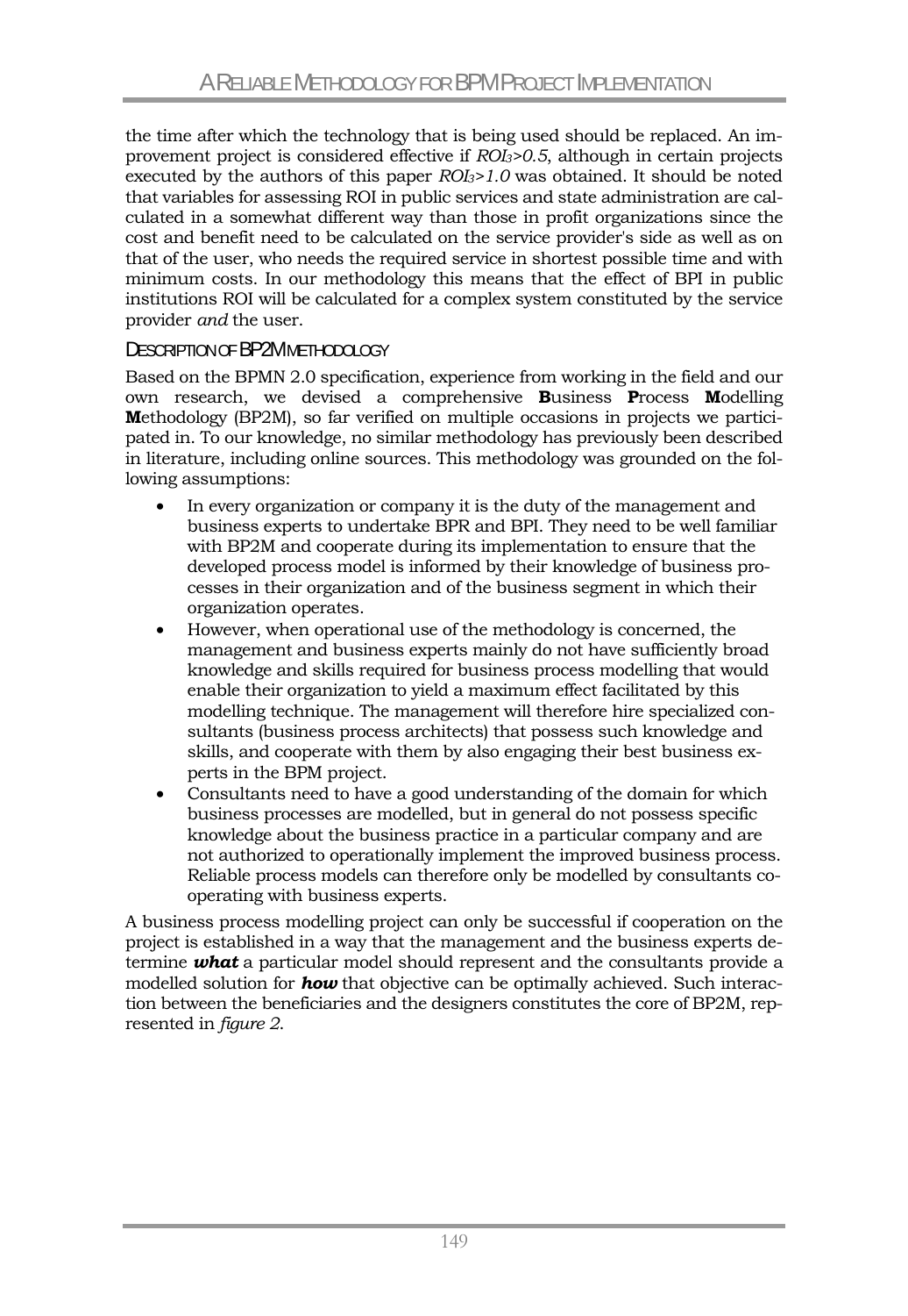the time after which the technology that is being used should be replaced. An improvement project is considered effective if $ROI_3>0.5$, although in certain projects executed by the authors of this paper $ROI_3>1.0$ was obtained. It should be noted that variables for assessing ROI in public services and state administration are calculated in a somewhat different way than those in profit organizations since the cost and benefit need to be calculated on the service provider's side as well as on that of the user, who needs the required service in shortest possible time and with minimum costs. In our methodology this means that the effect of BPI in public institutions ROI will be calculated for a complex system constituted by the service provider *and* the user.

## DESCRIPTION OF BP2M METHODOLOGY

Based on the BPMN 2.0 specification, experience from working in the field and our own research, we devised a comprehensive **B**usiness **P**rocess **M**odelling **M**ethodology (BP2M), so far verified on multiple occasions in projects we participated in. To our knowledge, no similar methodology has previously been described in literature, including online sources. This methodology was grounded on the following assumptions:

- In every organization or company it is the duty of the management and business experts to undertake BPR and BPI. They need to be well familiar with BP2M and cooperate during its implementation to ensure that the developed process model is informed by their knowledge of business processes in their organization and of the business segment in which their organization operates.
- However, when operational use of the methodology is concerned, the management and business experts mainly do not have sufficiently broad knowledge and skills required for business process modelling that would enable their organization to yield a maximum effect facilitated by this modelling technique. The management will therefore hire specialized consultants (business process architects) that possess such knowledge and skills, and cooperate with them by also engaging their best business experts in the BPM project.
- Consultants need to have a good understanding of the domain for which business processes are modelled, but in general do not possess specific knowledge about the business practice in a particular company and are not authorized to operationally implement the improved business process. Reliable process models can therefore only be modelled by consultants cooperating with business experts.

A business process modelling project can only be successful if cooperation on the project is established in a way that the management and the business experts determine ***what*** a particular model should represent and the consultants provide a modelled solution for ***how*** that objective can be optimally achieved. Such interaction between the beneficiaries and the designers constitutes the core of BP2M, represented in *figure 2*.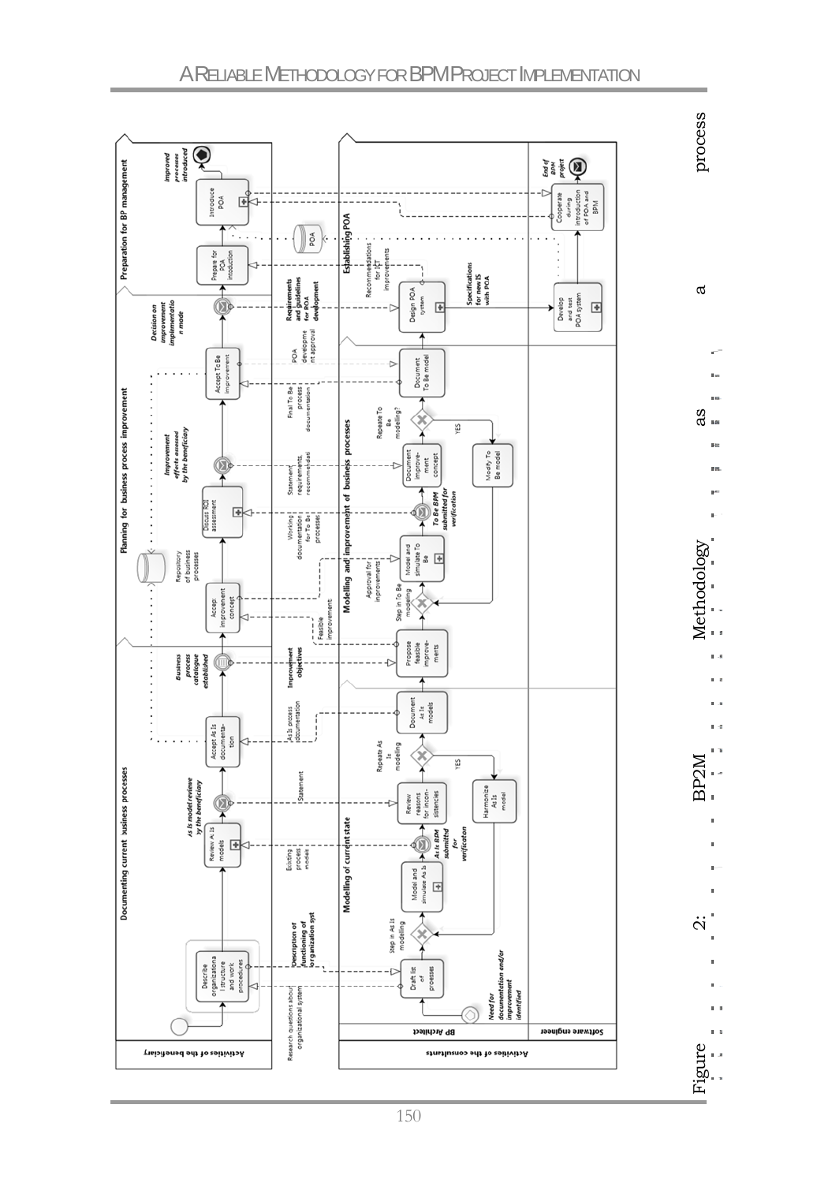Figure 2: BP2M Methodology as a process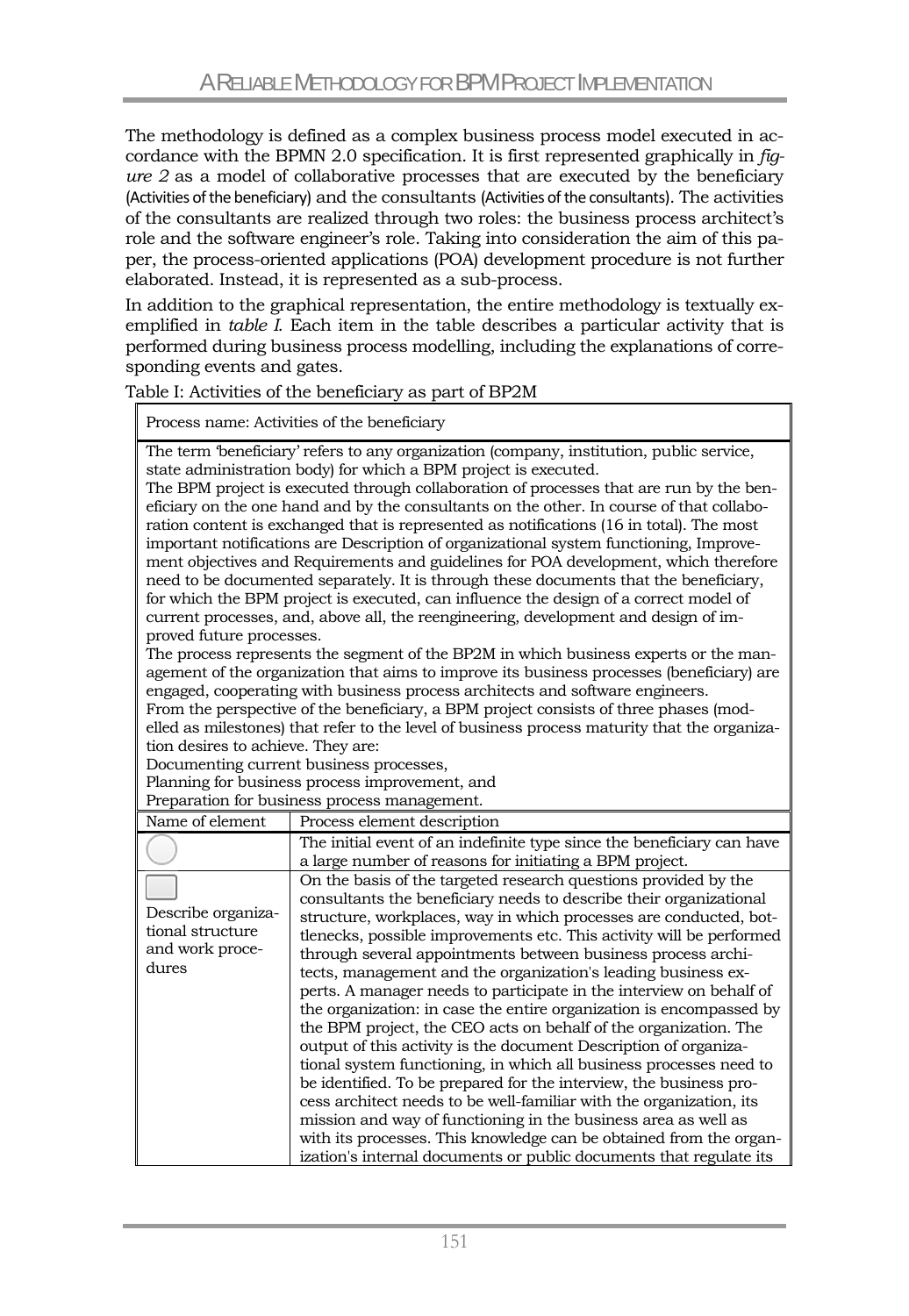The methodology is defined as a complex business process model executed in accordance with the BPMN 2.0 specification. It is first represented graphically in *figure 2* as a model of collaborative processes that are executed by the beneficiary (Activities of the beneficiary) and the consultants (Activities of the consultants). The activities of the consultants are realized through two roles: the business process architect's role and the software engineer's role. Taking into consideration the aim of this paper, the process-oriented applications (POA) development procedure is not further elaborated. Instead, it is represented as a sub-process.

In addition to the graphical representation, the entire methodology is textually exemplified in *table I*. Each item in the table describes a particular activity that is performed during business process modelling, including the explanations of corresponding events and gates.

Table I: Activities of the beneficiary as part of BP2M

| Process name: Activities of the beneficiary | |
|---|---|
| The term 'beneficiary' refers to any organization (company, institution, public service, state administration body) for which a BPM project is executed.<br>The BPM project is executed through collaboration of processes that are run by the beneficiary on the one hand and by the consultants on the other. In course of that collaboration content is exchanged that is represented as notifications (16 in total). The most important notifications are Description of organizational system functioning, Improvement objectives and Requirements and guidelines for POA development, which therefore need to be documented separately. It is through these documents that the beneficiary, for which the BPM project is executed, can influence the design of a correct model of current processes, and, above all, the reengineering, development and design of improved future processes.<br>The process represents the segment of the BP2M in which business experts or the management of the organization that aims to improve its business processes (beneficiary) are engaged, cooperating with business process architects and software engineers.<br>From the perspective of the beneficiary, a BPM project consists of three phases (modelled as milestones) that refer to the level of business process maturity that the organization desires to achieve. They are:<br>Documenting current business processes,<br>Planning for business process improvement, and<br>Preparation for business process management. | |
| **Name of element** | **Process element description** |
| ○ | The initial event of an indefinite type since the beneficiary can have a large number of reasons for initiating a BPM project. |
| ▢ Describe organizational structure and work procedures | On the basis of the targeted research questions provided by the consultants the beneficiary needs to describe their organizational structure, workplaces, way in which processes are conducted, bottlenecks, possible improvements etc. This activity will be performed through several appointments between business process architects, management and the organization's leading business experts. A manager needs to participate in the interview on behalf of the organization: in case the entire organization is encompassed by the BPM project, the CEO acts on behalf of the organization. The output of this activity is the document Description of organizational system functioning, in which all business processes need to be identified. To be prepared for the interview, the business process architect needs to be well-familiar with the organization, its mission and way of functioning in the business area as well as with its processes. This knowledge can be obtained from the organization's internal documents or public documents that regulate its |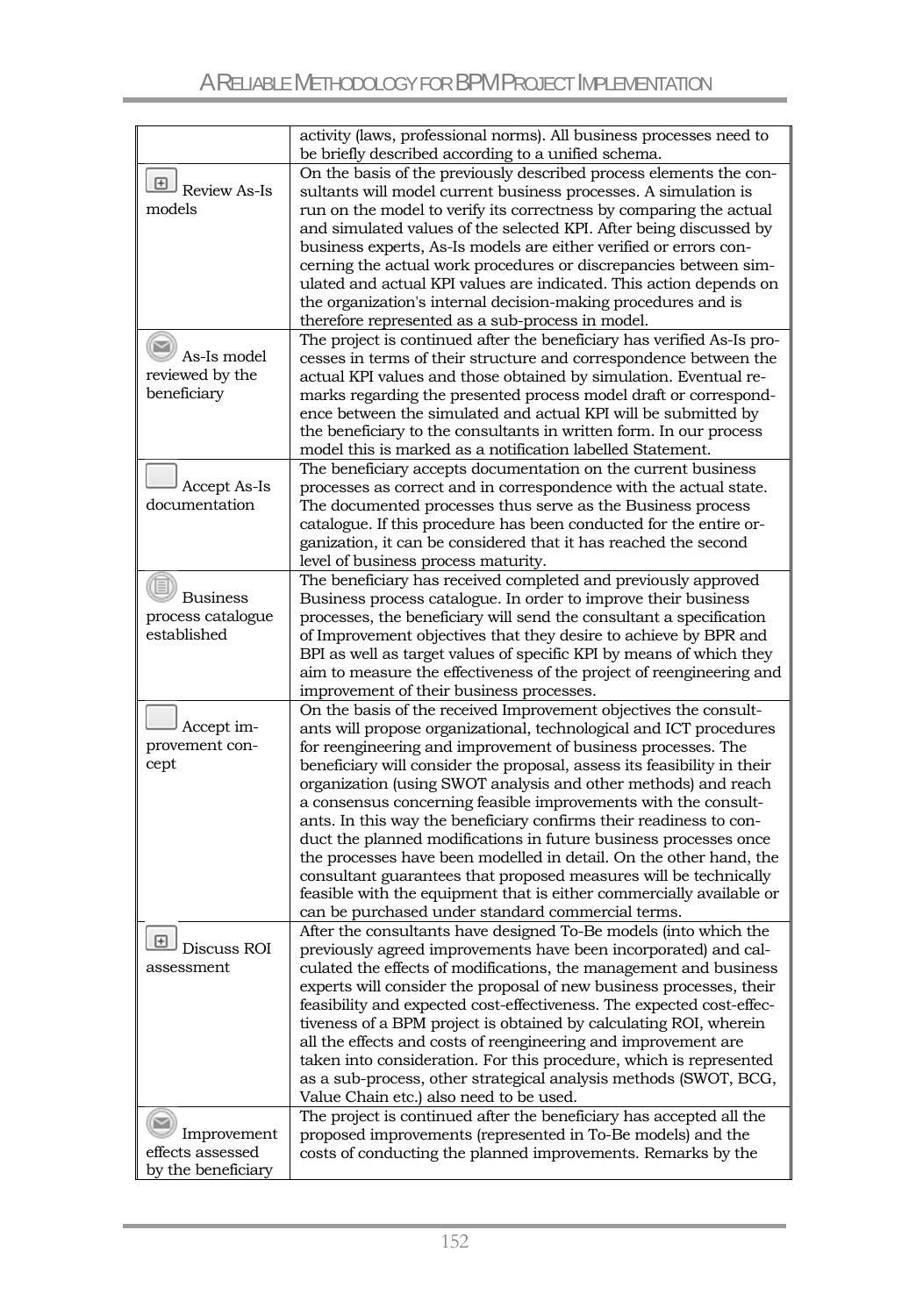| | |
|---|---|
| | activity (laws, professional norms). All business processes need to be briefly described according to a unified schema. |
| Review As-Is models | On the basis of the previously described process elements the consultants will model current business processes. A simulation is run on the model to verify its correctness by comparing the actual and simulated values of the selected KPI. After being discussed by business experts, As-Is models are either verified or errors concerning the actual work procedures or discrepancies between simulated and actual KPI values are indicated. This action depends on the organization's internal decision-making procedures and is therefore represented as a sub-process in model. |
| As-Is model reviewed by the beneficiary | The project is continued after the beneficiary has verified As-Is processes in terms of their structure and correspondence between the actual KPI values and those obtained by simulation. Eventual remarks regarding the presented process model draft or correspondence between the simulated and actual KPI will be submitted by the beneficiary to the consultants in written form. In our process model this is marked as a notification labelled Statement. |
| Accept As-Is documentation | The beneficiary accepts documentation on the current business processes as correct and in correspondence with the actual state. The documented processes thus serve as the Business process catalogue. If this procedure has been conducted for the entire organization, it can be considered that it has reached the second level of business process maturity. |
| Business process catalogue established | The beneficiary has received completed and previously approved Business process catalogue. In order to improve their business processes, the beneficiary will send the consultant a specification of Improvement objectives that they desire to achieve by BPR and BPI as well as target values of specific KPI by means of which they aim to measure the effectiveness of the project of reengineering and improvement of their business processes. |
| Accept improvement concept | On the basis of the received Improvement objectives the consultants will propose organizational, technological and ICT procedures for reengineering and improvement of business processes. The beneficiary will consider the proposal, assess its feasibility in their organization (using SWOT analysis and other methods) and reach a consensus concerning feasible improvements with the consultants. In this way the beneficiary confirms their readiness to conduct the planned modifications in future business processes once the processes have been modelled in detail. On the other hand, the consultant guarantees that proposed measures will be technically feasible with the equipment that is either commercially available or can be purchased under standard commercial terms. |
| Discuss ROI assessment | After the consultants have designed To-Be models (into which the previously agreed improvements have been incorporated) and calculated the effects of modifications, the management and business experts will consider the proposal of new business processes, their feasibility and expected cost-effectiveness. The expected cost-effectiveness of a BPM project is obtained by calculating ROI, wherein all the effects and costs of reengineering and improvement are taken into consideration. For this procedure, which is represented as a sub-process, other strategical analysis methods (SWOT, BCG, Value Chain etc.) also need to be used. |
| Improvement effects assessed by the beneficiary | The project is continued after the beneficiary has accepted all the proposed improvements (represented in To-Be models) and the costs of conducting the planned improvements. Remarks by the |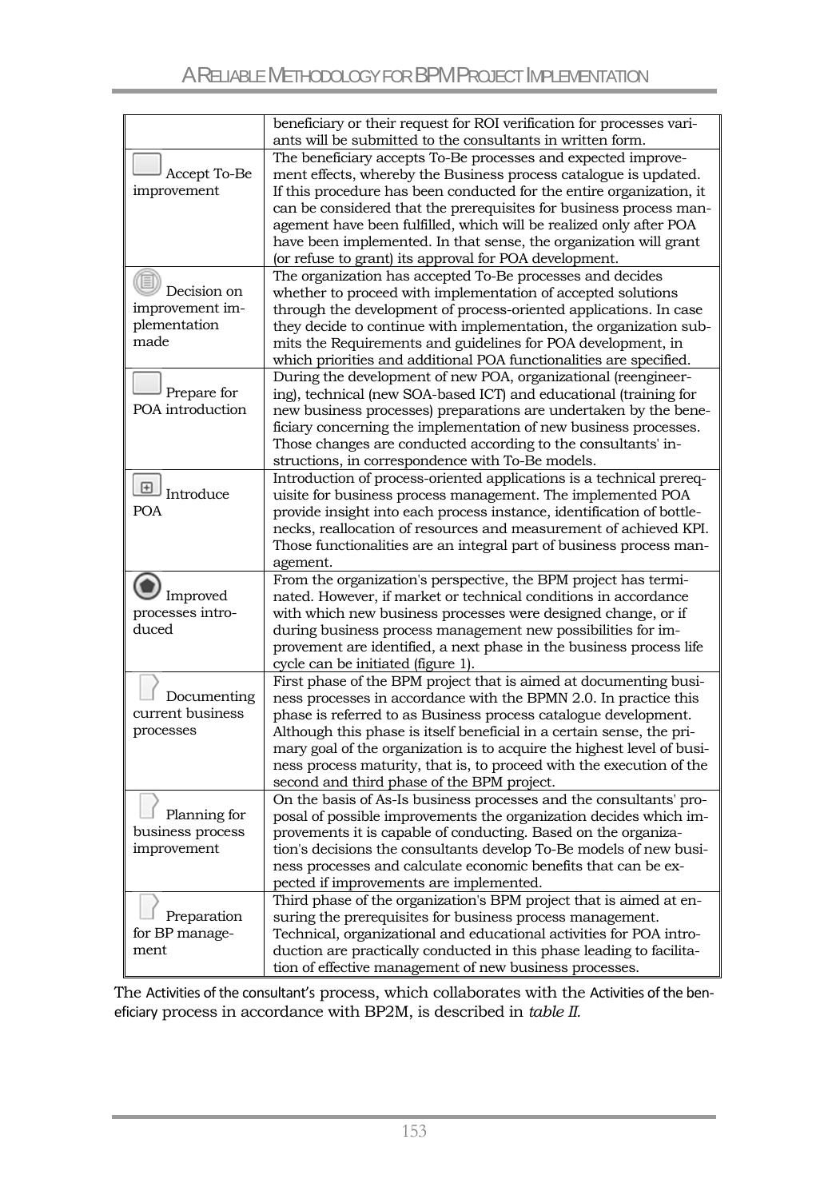| | |
|---|---|
| | beneficiary or their request for ROI verification for processes variants will be submitted to the consultants in written form. |
| Accept To-Be improvement | The beneficiary accepts To-Be processes and expected improvement effects, whereby the Business process catalogue is updated. If this procedure has been conducted for the entire organization, it can be considered that the prerequisites for business process management have been fulfilled, which will be realized only after POA have been implemented. In that sense, the organization will grant (or refuse to grant) its approval for POA development. |
| Decision on improvement implementation made | The organization has accepted To-Be processes and decides whether to proceed with implementation of accepted solutions through the development of process-oriented applications. In case they decide to continue with implementation, the organization submits the Requirements and guidelines for POA development, in which priorities and additional POA functionalities are specified. |
| Prepare for POA introduction | During the development of new POA, organizational (reengineering), technical (new SOA-based ICT) and educational (training for new business processes) preparations are undertaken by the beneficiary concerning the implementation of new business processes. Those changes are conducted according to the consultants' instructions, in correspondence with To-Be models. |
| Introduce POA | Introduction of process-oriented applications is a technical prerequisite for business process management. The implemented POA provide insight into each process instance, identification of bottlenecks, reallocation of resources and measurement of achieved KPI. Those functionalities are an integral part of business process management. |
| Improved processes introduced | From the organization's perspective, the BPM project has terminated. However, if market or technical conditions in accordance with which new business processes were designed change, or if during business process management new possibilities for improvement are identified, a next phase in the business process life cycle can be initiated (figure 1). |
| Documenting current business processes | First phase of the BPM project that is aimed at documenting business processes in accordance with the BPMN 2.0. In practice this phase is referred to as Business process catalogue development. Although this phase is itself beneficial in a certain sense, the primary goal of the organization is to acquire the highest level of business process maturity, that is, to proceed with the execution of the second and third phase of the BPM project. |
| Planning for business process improvement | On the basis of As-Is business processes and the consultants' proposal of possible improvements the organization decides which improvements it is capable of conducting. Based on the organization's decisions the consultants develop To-Be models of new business processes and calculate economic benefits that can be expected if improvements are implemented. |
| Preparation for BP management | Third phase of the organization's BPM project that is aimed at ensuring the prerequisites for business process management. Technical, organizational and educational activities for POA introduction are practically conducted in this phase leading to facilitation of effective management of new business processes. |

The Activities of the consultant's process, which collaborates with the Activities of the beneficiary process in accordance with BP2M, is described in *table II.*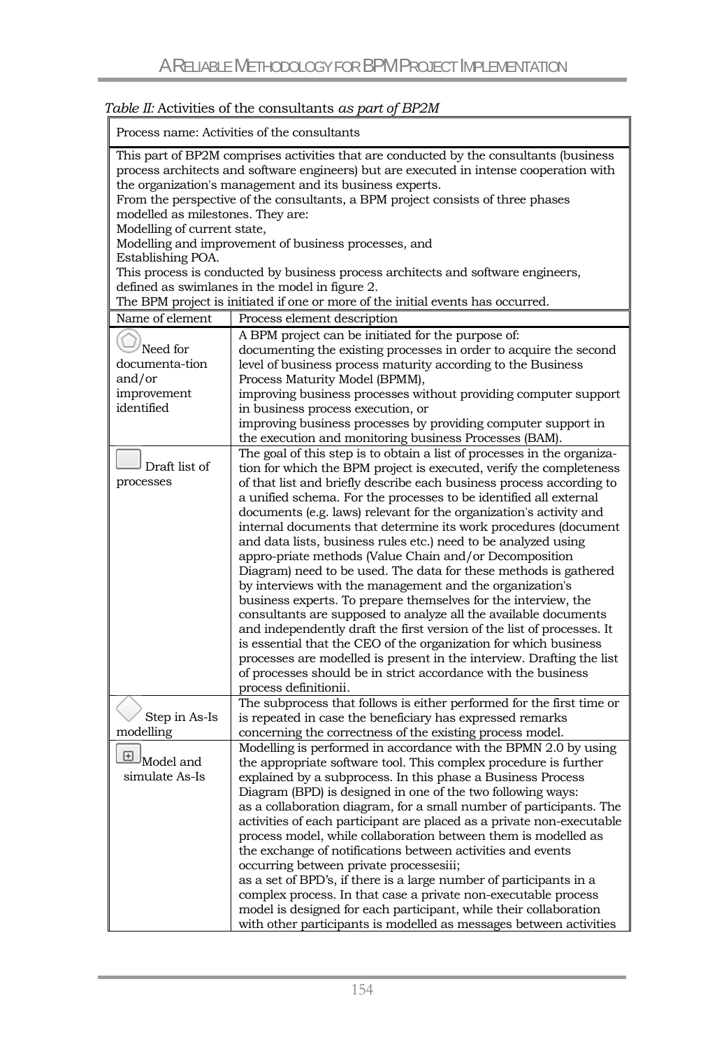*Table II:* Activities of the consultants *as part of BP2M*

| Process name: Activities of the consultants | |
|---|---|
| This part of BP2M comprises activities that are conducted by the consultants (business process architects and software engineers) but are executed in intense cooperation with the organization's management and its business experts.<br>From the perspective of the consultants, a BPM project consists of three phases modelled as milestones. They are:<br>Modelling of current state,<br>Modelling and improvement of business processes, and<br>Establishing POA.<br>This process is conducted by business process architects and software engineers, defined as swimlanes in the model in figure 2.<br>The BPM project is initiated if one or more of the initial events has occurred. | |
| Name of element | Process element description |
| Need for documenta-tion and/or improvement identified | A BPM project can be initiated for the purpose of:<br>documenting the existing processes in order to acquire the second level of business process maturity according to the Business Process Maturity Model (BPMM),<br>improving business processes without providing computer support in business process execution, or<br>improving business processes by providing computer support in the execution and monitoring business Processes (BAM). |
| Draft list of processes | The goal of this step is to obtain a list of processes in the organiza-tion for which the BPM project is executed, verify the completeness of that list and briefly describe each business process according to a unified schema. For the processes to be identified all external documents (e.g. laws) relevant for the organization's activity and internal documents that determine its work procedures (document and data lists, business rules etc.) need to be analyzed using appro-priate methods (Value Chain and/or Decomposition Diagram) need to be used. The data for these methods is gathered by interviews with the management and the organization's business experts. To prepare themselves for the interview, the consultants are supposed to analyze all the available documents and independently draft the first version of the list of processes. It is essential that the CEO of the organization for which business processes are modelled is present in the interview. Drafting the list of processes should be in strict accordance with the business process definitionii. |
| Step in As-Is modelling | The subprocess that follows is either performed for the first time or is repeated in case the beneficiary has expressed remarks concerning the correctness of the existing process model. |
| Model and simulate As-Is | Modelling is performed in accordance with the BPMN 2.0 by using the appropriate software tool. This complex procedure is further explained by a subprocess. In this phase a Business Process Diagram (BPD) is designed in one of the two following ways:<br>as a collaboration diagram, for a small number of participants. The activities of each participant are placed as a private non-executable process model, while collaboration between them is modelled as the exchange of notifications between activities and events occurring between private processesiii;<br>as a set of BPD's, if there is a large number of participants in a complex process. In that case a private non-executable process model is designed for each participant, while their collaboration with other participants is modelled as messages between activities |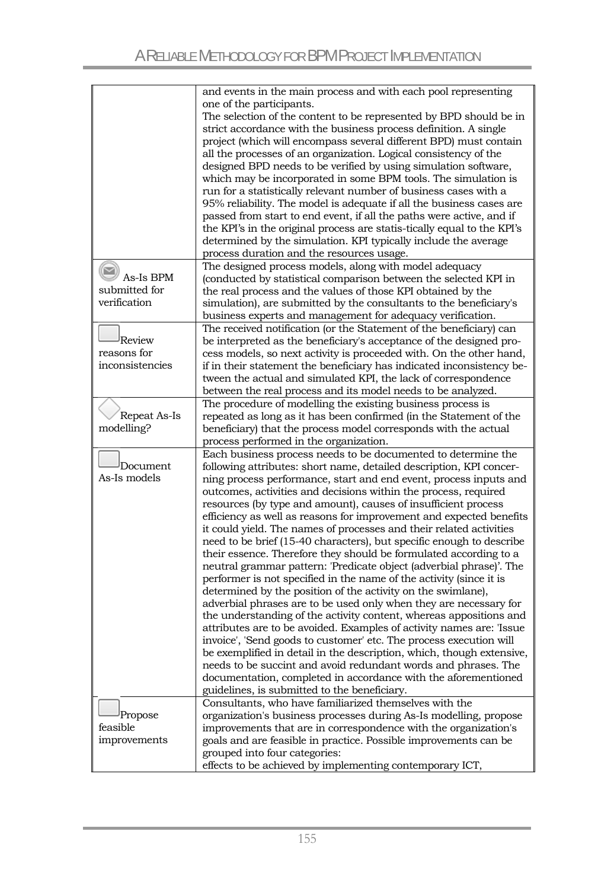| | |
|---|---|
| | and events in the main process and with each pool representing one of the participants. The selection of the content to be represented by BPD should be in strict accordance with the business process definition. A single project (which will encompass several different BPD) must contain all the processes of an organization. Logical consistency of the designed BPD needs to be verified by using simulation software, which may be incorporated in some BPM tools. The simulation is run for a statistically relevant number of business cases with a 95% reliability. The model is adequate if all the business cases are passed from start to end event, if all the paths were active, and if the KPI's in the original process are statis-tically equal to the KPI's determined by the simulation. KPI typically include the average process duration and the resources usage. |
| As-Is BPM submitted for verification | The designed process models, along with model adequacy (conducted by statistical comparison between the selected KPI in the real process and the values of those KPI obtained by the simulation), are submitted by the consultants to the beneficiary's business experts and management for adequacy verification. |
| Review reasons for inconsistencies | The received notification (or the Statement of the beneficiary) can be interpreted as the beneficiary's acceptance of the designed process models, so next activity is proceeded with. On the other hand, if in their statement the beneficiary has indicated inconsistency between the actual and simulated KPI, the lack of correspondence between the real process and its model needs to be analyzed. |
| Repeat As-Is modelling? | The procedure of modelling the existing business process is repeated as long as it has been confirmed (in the Statement of the beneficiary) that the process model corresponds with the actual process performed in the organization. |
| Document As-Is models | Each business process needs to be documented to determine the following attributes: short name, detailed description, KPI concerning process performance, start and end event, process inputs and outcomes, activities and decisions within the process, required resources (by type and amount), causes of insufficient process efficiency as well as reasons for improvement and expected benefits it could yield. The names of processes and their related activities need to be brief (15-40 characters), but specific enough to describe their essence. Therefore they should be formulated according to a neutral grammar pattern: 'Predicate object (adverbial phrase)'. The performer is not specified in the name of the activity (since it is determined by the position of the activity on the swimlane), adverbial phrases are to be used only when they are necessary for the understanding of the activity content, whereas appositions and attributes are to be avoided. Examples of activity names are: 'Issue invoice', 'Send goods to customer' etc. The process execution will be exemplified in detail in the description, which, though extensive, needs to be succint and avoid redundant words and phrases. The documentation, completed in accordance with the aforementioned guidelines, is submitted to the beneficiary. |
| Propose feasible improvements | Consultants, who have familiarized themselves with the organization's business processes during As-Is modelling, propose improvements that are in correspondence with the organization's goals and are feasible in practice. Possible improvements can be grouped into four categories: effects to be achieved by implementing contemporary ICT, |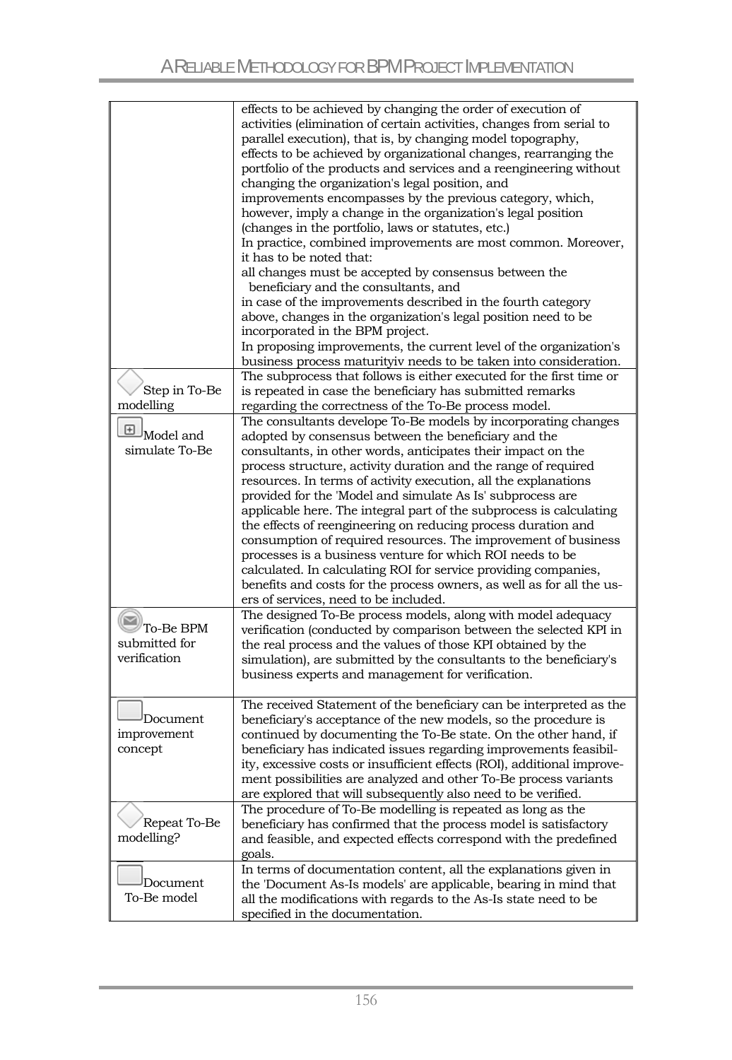| | |
|---|---|
| | effects to be achieved by changing the order of execution of activities (elimination of certain activities, changes from serial to parallel execution), that is, by changing model topography,<br>effects to be achieved by organizational changes, rearranging the portfolio of the products and services and a reengineering without changing the organization's legal position, and<br>improvements encompasses by the previous category, which, however, imply a change in the organization's legal position (changes in the portfolio, laws or statutes, etc.)<br>In practice, combined improvements are most common. Moreover, it has to be noted that:<br>all changes must be accepted by consensus between the beneficiary and the consultants, and<br>in case of the improvements described in the fourth category above, changes in the organization's legal position need to be incorporated in the BPM project.<br>In proposing improvements, the current level of the organization's business process maturityiv needs to be taken into consideration. |
| Step in To-Be modelling | The subprocess that follows is either executed for the first time or is repeated in case the beneficiary has submitted remarks regarding the correctness of the To-Be process model. |
| Model and simulate To-Be | The consultants develope To-Be models by incorporating changes adopted by consensus between the beneficiary and the consultants, in other words, anticipates their impact on the process structure, activity duration and the range of required resources. In terms of activity execution, all the explanations provided for the 'Model and simulate As Is' subprocess are applicable here. The integral part of the subprocess is calculating the effects of reengineering on reducing process duration and consumption of required resources. The improvement of business processes is a business venture for which ROI needs to be calculated. In calculating ROI for service providing companies, benefits and costs for the process owners, as well as for all the users of services, need to be included. |
| To-Be BPM submitted for verification | The designed To-Be process models, along with model adequacy verification (conducted by comparison between the selected KPI in the real process and the values of those KPI obtained by the simulation), are submitted by the consultants to the beneficiary's business experts and management for verification. |
| Document improvement concept | The received Statement of the beneficiary can be interpreted as the beneficiary's acceptance of the new models, so the procedure is continued by documenting the To-Be state. On the other hand, if beneficiary has indicated issues regarding improvements feasibility, excessive costs or insufficient effects (ROI), additional improvement possibilities are analyzed and other To-Be process variants are explored that will subsequently also need to be verified. |
| Repeat To-Be modelling? | The procedure of To-Be modelling is repeated as long as the beneficiary has confirmed that the process model is satisfactory and feasible, and expected effects correspond with the predefined goals. |
| Document To-Be model | In terms of documentation content, all the explanations given in the 'Document As-Is models' are applicable, bearing in mind that all the modifications with regards to the As-Is state need to be specified in the documentation. |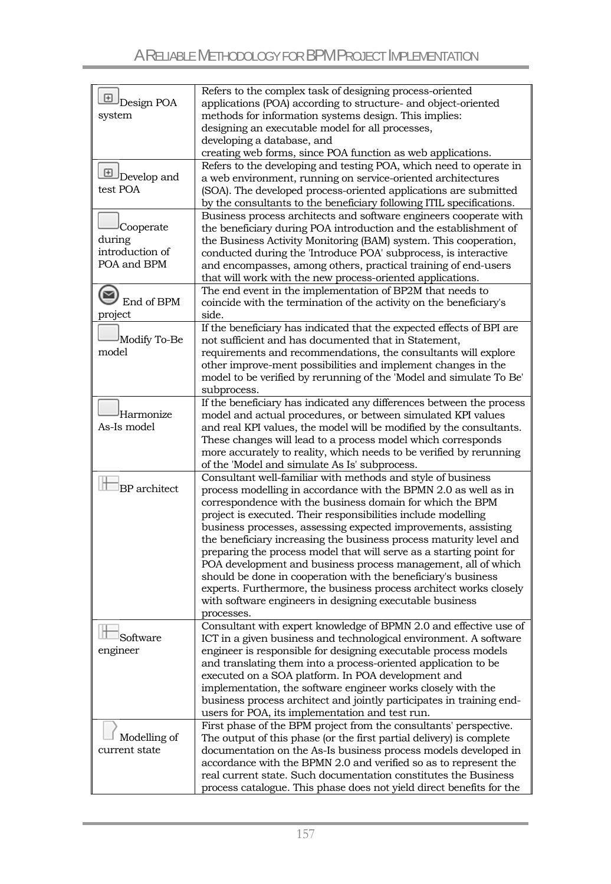| | |
|---|---|
| Design POA system | Refers to the complex task of designing process-oriented applications (POA) according to structure- and object-oriented methods for information systems design. This implies: designing an executable model for all processes, developing a database, and creating web forms, since POA function as web applications. |
| Develop and test POA | Refers to the developing and testing POA, which need to operate in a web environment, running on service-oriented architectures (SOA). The developed process-oriented applications are submitted by the consultants to the beneficiary following ITIL specifications. |
| Cooperate during introduction of POA and BPM | Business process architects and software engineers cooperate with the beneficiary during POA introduction and the establishment of the Business Activity Monitoring (BAM) system. This cooperation, conducted during the 'Introduce POA' subprocess, is interactive and encompasses, among others, practical training of end-users that will work with the new process-oriented applications. |
| End of BPM project | The end event in the implementation of BP2M that needs to coincide with the termination of the activity on the beneficiary's side. |
| Modify To-Be model | If the beneficiary has indicated that the expected effects of BPI are not sufficient and has documented that in Statement, requirements and recommendations, the consultants will explore other improve-ment possibilities and implement changes in the model to be verified by rerunning of the 'Model and simulate To Be' subprocess. |
| Harmonize As-Is model | If the beneficiary has indicated any differences between the process model and actual procedures, or between simulated KPI values and real KPI values, the model will be modified by the consultants. These changes will lead to a process model which corresponds more accurately to reality, which needs to be verified by rerunning of the 'Model and simulate As Is' subprocess. |
| BP architect | Consultant well-familiar with methods and style of business process modelling in accordance with the BPMN 2.0 as well as in correspondence with the business domain for which the BPM project is executed. Their responsibilities include modelling business processes, assessing expected improvements, assisting the beneficiary increasing the business process maturity level and preparing the process model that will serve as a starting point for POA development and business process management, all of which should be done in cooperation with the beneficiary's business experts. Furthermore, the business process architect works closely with software engineers in designing executable business processes. |
| Software engineer | Consultant with expert knowledge of BPMN 2.0 and effective use of ICT in a given business and technological environment. A software engineer is responsible for designing executable process models and translating them into a process-oriented application to be executed on a SOA platform. In POA development and implementation, the software engineer works closely with the business process architect and jointly participates in training end-users for POA, its implementation and test run. |
| Modelling of current state | First phase of the BPM project from the consultants' perspective. The output of this phase (or the first partial delivery) is complete documentation on the As-Is business process models developed in accordance with the BPMN 2.0 and verified so as to represent the real current state. Such documentation constitutes the Business process catalogue. This phase does not yield direct benefits for the |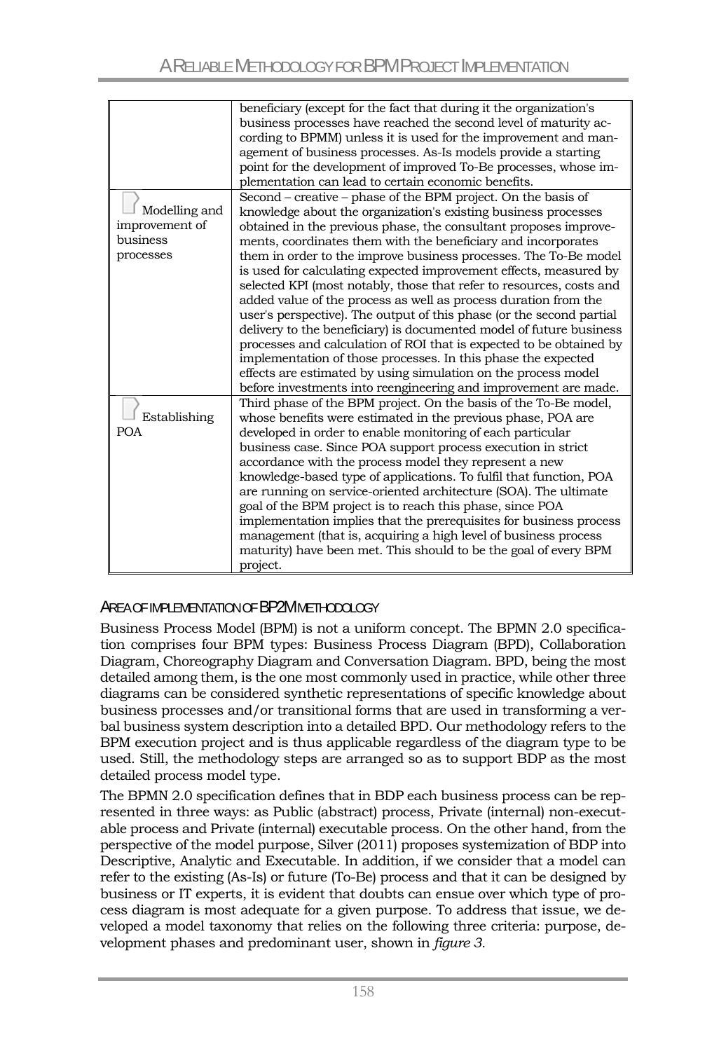| | |
|---|---|
| | beneficiary (except for the fact that during it the organization's business processes have reached the second level of maturity according to BPMM) unless it is used for the improvement and management of business processes. As-Is models provide a starting point for the development of improved To-Be processes, whose implementation can lead to certain economic benefits. |
| Modelling and improvement of business processes | Second – creative – phase of the BPM project. On the basis of knowledge about the organization's existing business processes obtained in the previous phase, the consultant proposes improvements, coordinates them with the beneficiary and incorporates them in order to the improve business processes. The To-Be model is used for calculating expected improvement effects, measured by selected KPI (most notably, those that refer to resources, costs and added value of the process as well as process duration from the user's perspective). The output of this phase (or the second partial delivery to the beneficiary) is documented model of future business processes and calculation of ROI that is expected to be obtained by implementation of those processes. In this phase the expected effects are estimated by using simulation on the process model before investments into reengineering and improvement are made. |
| Establishing POA | Third phase of the BPM project. On the basis of the To-Be model, whose benefits were estimated in the previous phase, POA are developed in order to enable monitoring of each particular business case. Since POA support process execution in strict accordance with the process model they represent a new knowledge-based type of applications. To fulfil that function, POA are running on service-oriented architecture (SOA). The ultimate goal of the BPM project is to reach this phase, since POA implementation implies that the prerequisites for business process management (that is, acquiring a high level of business process maturity) have been met. This should to be the goal of every BPM project. |

## Area of implementation of BP2M methodology

Business Process Model (BPM) is not a uniform concept. The BPMN 2.0 specification comprises four BPM types: Business Process Diagram (BPD), Collaboration Diagram, Choreography Diagram and Conversation Diagram. BPD, being the most detailed among them, is the one most commonly used in practice, while other three diagrams can be considered synthetic representations of specific knowledge about business processes and/or transitional forms that are used in transforming a verbal business system description into a detailed BPD. Our methodology refers to the BPM execution project and is thus applicable regardless of the diagram type to be used. Still, the methodology steps are arranged so as to support BDP as the most detailed process model type.

The BPMN 2.0 specification defines that in BDP each business process can be represented in three ways: as Public (abstract) process, Private (internal) non-executable process and Private (internal) executable process. On the other hand, from the perspective of the model purpose, Silver (2011) proposes systemization of BDP into Descriptive, Analytic and Executable. In addition, if we consider that a model can refer to the existing (As-Is) or future (To-Be) process and that it can be designed by business or IT experts, it is evident that doubts can ensue over which type of process diagram is most adequate for a given purpose. To address that issue, we developed a model taxonomy that relies on the following three criteria: purpose, development phases and predominant user, shown in *figure 3.*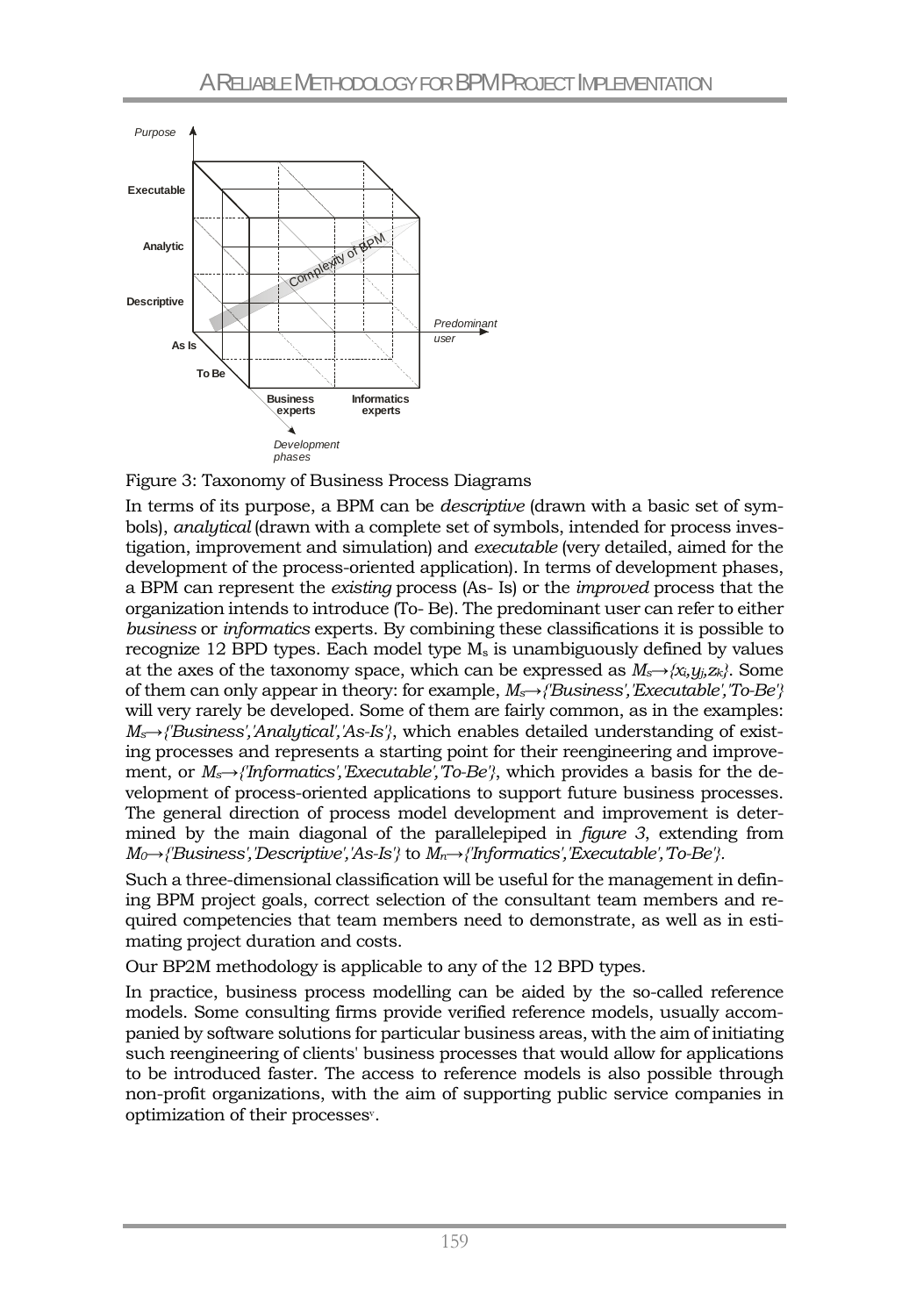Figure 3: Taxonomy of Business Process Diagrams

In terms of its purpose, a BPM can be *descriptive* (drawn with a basic set of symbols), *analytical* (drawn with a complete set of symbols, intended for process investigation, improvement and simulation) and *executable* (very detailed, aimed for the development of the process-oriented application). In terms of development phases, a BPM can represent the *existing* process (As- Is) or the *improved* process that the organization intends to introduce (To- Be). The predominant user can refer to either *business* or *informatics* experts. By combining these classifications it is possible to recognize 12 BPD types. Each model type $M_s$ is unambiguously defined by values at the axes of the taxonomy space, which can be expressed as $M_s \rightarrow \{x_i, y_j, z_k\}$. Some of them can only appear in theory: for example, $M_s \rightarrow$ *{'Business','Executable','To-Be'}* will very rarely be developed. Some of them are fairly common, as in the examples: $M_s \rightarrow$ *{'Business','Analytical','As-Is'}*, which enables detailed understanding of existing processes and represents a starting point for their reengineering and improvement, or $M_s \rightarrow$ *{'Informatics','Executable','To-Be'}*, which provides a basis for the development of process-oriented applications to support future business processes. The general direction of process model development and improvement is determined by the main diagonal of the parallelepiped in *figure 3*, extending from $M_0 \rightarrow$ *{'Business','Descriptive','As-Is'}* to $M_n \rightarrow$ *{'Informatics','Executable','To-Be'}*.

Such a three-dimensional classification will be useful for the management in defining BPM project goals, correct selection of the consultant team members and required competencies that team members need to demonstrate, as well as in estimating project duration and costs.

Our BP2M methodology is applicable to any of the 12 BPD types.

In practice, business process modelling can be aided by the so-called reference models. Some consulting firms provide verified reference models, usually accompanied by software solutions for particular business areas, with the aim of initiating such reengineering of clients' business processes that would allow for applications to be introduced faster. The access to reference models is also possible through non-profit organizations, with the aim of supporting public service companies in optimization of their processes[v].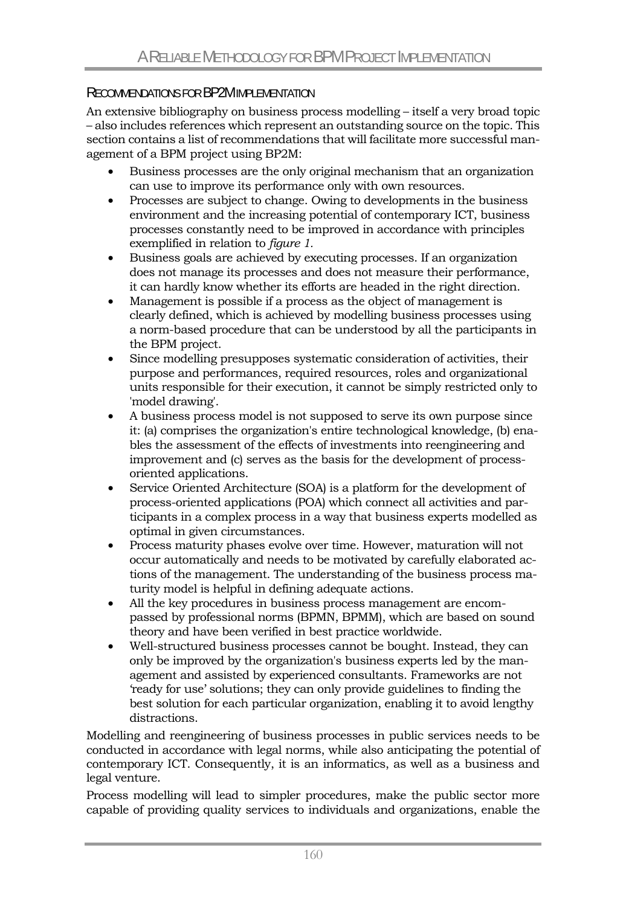## Recommendations for BP2M Implementation

An extensive bibliography on business process modelling – itself a very broad topic – also includes references which represent an outstanding source on the topic. This section contains a list of recommendations that will facilitate more successful management of a BPM project using BP2M:

- Business processes are the only original mechanism that an organization can use to improve its performance only with own resources.
- Processes are subject to change. Owing to developments in the business environment and the increasing potential of contemporary ICT, business processes constantly need to be improved in accordance with principles exemplified in relation to *figure 1*.
- Business goals are achieved by executing processes. If an organization does not manage its processes and does not measure their performance, it can hardly know whether its efforts are headed in the right direction.
- Management is possible if a process as the object of management is clearly defined, which is achieved by modelling business processes using a norm-based procedure that can be understood by all the participants in the BPM project.
- Since modelling presupposes systematic consideration of activities, their purpose and performances, required resources, roles and organizational units responsible for their execution, it cannot be simply restricted only to 'model drawing'.
- A business process model is not supposed to serve its own purpose since it: (a) comprises the organization's entire technological knowledge, (b) enables the assessment of the effects of investments into reengineering and improvement and (c) serves as the basis for the development of process-oriented applications.
- Service Oriented Architecture (SOA) is a platform for the development of process-oriented applications (POA) which connect all activities and participants in a complex process in a way that business experts modelled as optimal in given circumstances.
- Process maturity phases evolve over time. However, maturation will not occur automatically and needs to be motivated by carefully elaborated actions of the management. The understanding of the business process maturity model is helpful in defining adequate actions.
- All the key procedures in business process management are encompassed by professional norms (BPMN, BPMM), which are based on sound theory and have been verified in best practice worldwide.
- Well-structured business processes cannot be bought. Instead, they can only be improved by the organization's business experts led by the management and assisted by experienced consultants. Frameworks are not 'ready for use' solutions; they can only provide guidelines to finding the best solution for each particular organization, enabling it to avoid lengthy distractions.

Modelling and reengineering of business processes in public services needs to be conducted in accordance with legal norms, while also anticipating the potential of contemporary ICT. Consequently, it is an informatics, as well as a business and legal venture.

Process modelling will lead to simpler procedures, make the public sector more capable of providing quality services to individuals and organizations, enable the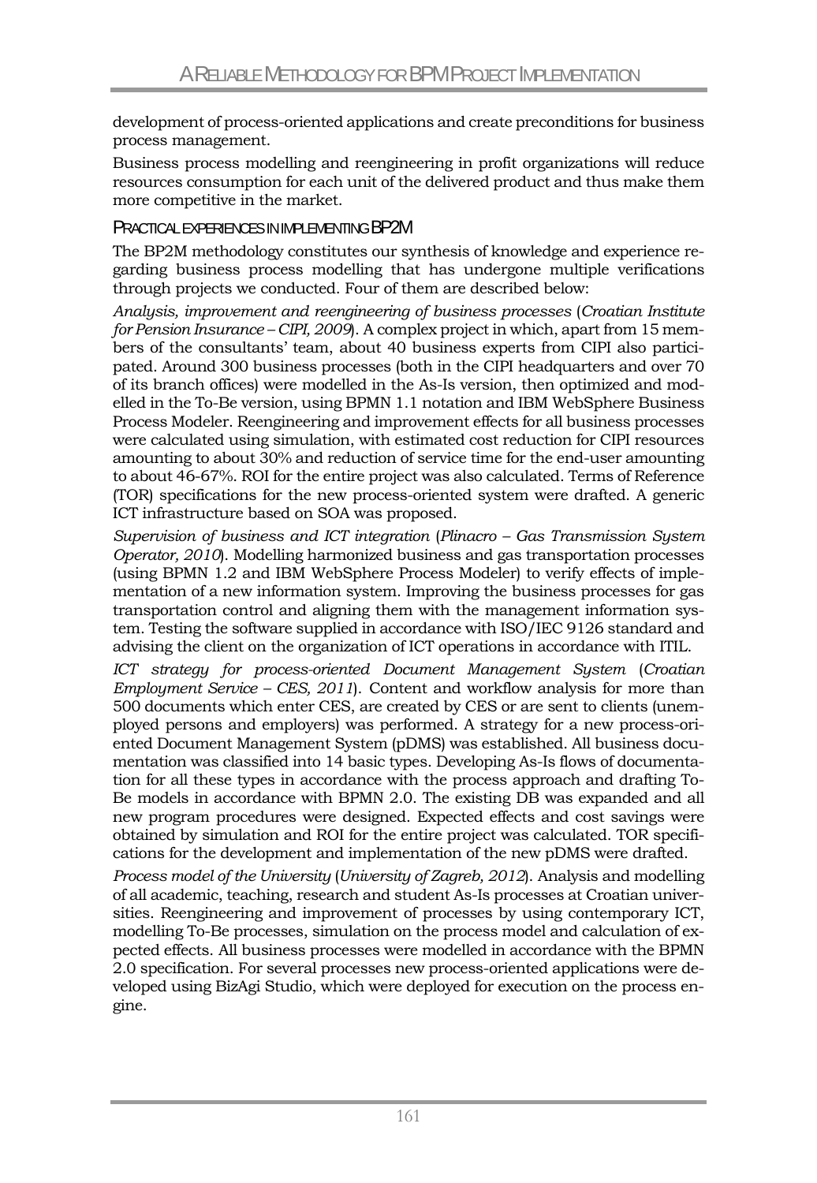development of process-oriented applications and create preconditions for business process management.

Business process modelling and reengineering in profit organizations will reduce resources consumption for each unit of the delivered product and thus make them more competitive in the market.

## Practical experiences in implementing BP2M

The BP2M methodology constitutes our synthesis of knowledge and experience regarding business process modelling that has undergone multiple verifications through projects we conducted. Four of them are described below:

*Analysis, improvement and reengineering of business processes* (*Croatian Institute for Pension Insurance – CIPI, 2009*). A complex project in which, apart from 15 members of the consultants' team, about 40 business experts from CIPI also participated. Around 300 business processes (both in the CIPI headquarters and over 70 of its branch offices) were modelled in the As-Is version, then optimized and modelled in the To-Be version, using BPMN 1.1 notation and IBM WebSphere Business Process Modeler. Reengineering and improvement effects for all business processes were calculated using simulation, with estimated cost reduction for CIPI resources amounting to about 30% and reduction of service time for the end-user amounting to about 46-67%. ROI for the entire project was also calculated. Terms of Reference (TOR) specifications for the new process-oriented system were drafted. A generic ICT infrastructure based on SOA was proposed.

*Supervision of business and ICT integration* (*Plinacro – Gas Transmission System Operator, 2010*). Modelling harmonized business and gas transportation processes (using BPMN 1.2 and IBM WebSphere Process Modeler) to verify effects of implementation of a new information system. Improving the business processes for gas transportation control and aligning them with the management information system. Testing the software supplied in accordance with ISO/IEC 9126 standard and advising the client on the organization of ICT operations in accordance with ITIL.

*ICT strategy for process-oriented Document Management System* (*Croatian Employment Service – CES, 2011*). Content and workflow analysis for more than 500 documents which enter CES, are created by CES or are sent to clients (unemployed persons and employers) was performed. A strategy for a new process-oriented Document Management System (pDMS) was established. All business documentation was classified into 14 basic types. Developing As-Is flows of documentation for all these types in accordance with the process approach and drafting To-Be models in accordance with BPMN 2.0. The existing DB was expanded and all new program procedures were designed. Expected effects and cost savings were obtained by simulation and ROI for the entire project was calculated. TOR specifications for the development and implementation of the new pDMS were drafted.

*Process model of the University* (*University of Zagreb, 2012*). Analysis and modelling of all academic, teaching, research and student As-Is processes at Croatian universities. Reengineering and improvement of processes by using contemporary ICT, modelling To-Be processes, simulation on the process model and calculation of expected effects. All business processes were modelled in accordance with the BPMN 2.0 specification. For several processes new process-oriented applications were developed using BizAgi Studio, which were deployed for execution on the process engine.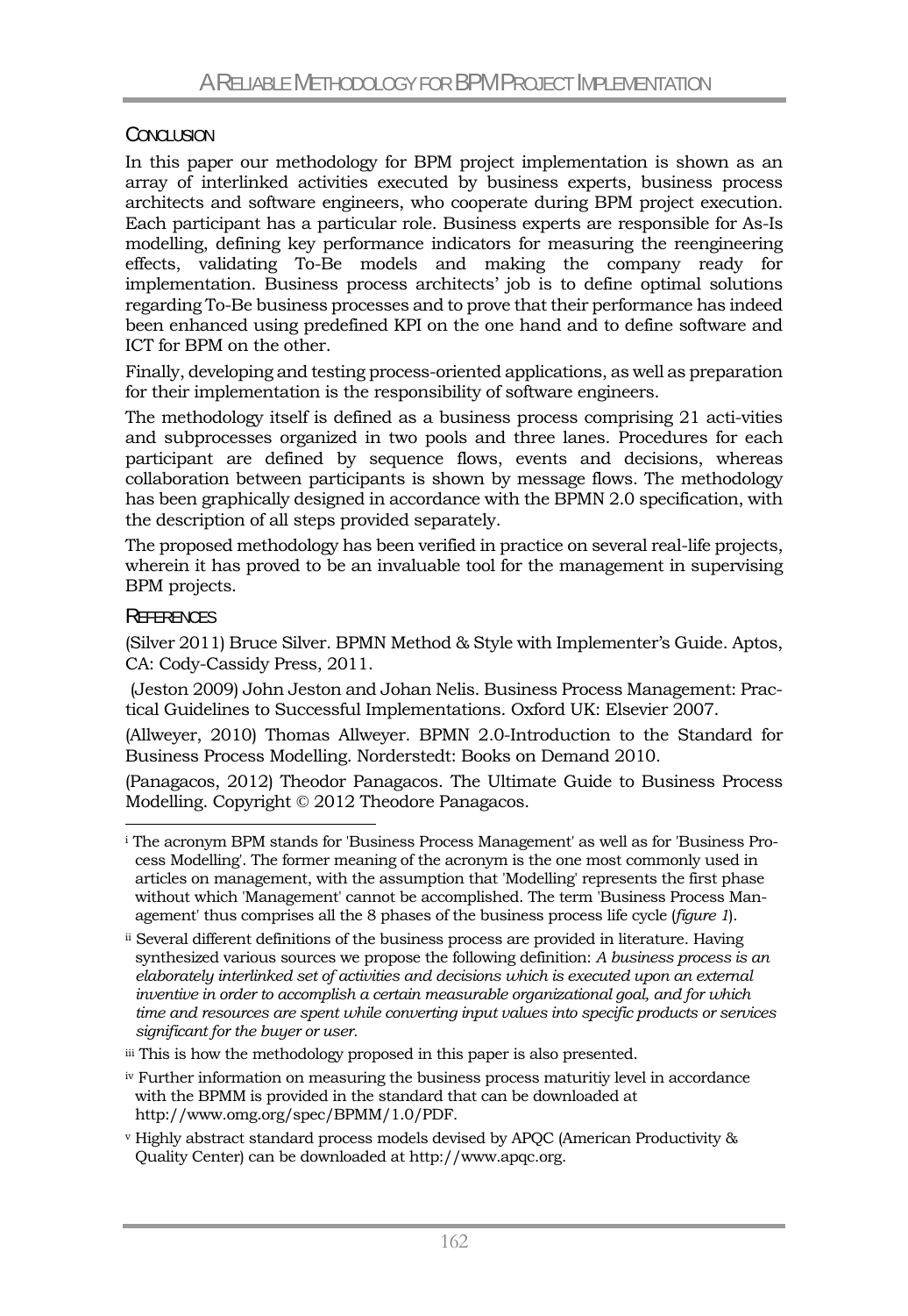## Conclusion

In this paper our methodology for BPM project implementation is shown as an array of interlinked activities executed by business experts, business process architects and software engineers, who cooperate during BPM project execution. Each participant has a particular role. Business experts are responsible for As-Is modelling, defining key performance indicators for measuring the reengineering effects, validating To-Be models and making the company ready for implementation. Business process architects' job is to define optimal solutions regarding To-Be business processes and to prove that their performance has indeed been enhanced using predefined KPI on the one hand and to define software and ICT for BPM on the other.

Finally, developing and testing process-oriented applications, as well as preparation for their implementation is the responsibility of software engineers.

The methodology itself is defined as a business process comprising 21 acti-vities and subprocesses organized in two pools and three lanes. Procedures for each participant are defined by sequence flows, events and decisions, whereas collaboration between participants is shown by message flows. The methodology has been graphically designed in accordance with the BPMN 2.0 specification, with the description of all steps provided separately.

The proposed methodology has been verified in practice on several real-life projects, wherein it has proved to be an invaluable tool for the management in supervising BPM projects.

## References

(Silver 2011) Bruce Silver. BPMN Method & Style with Implementer's Guide. Aptos, CA: Cody-Cassidy Press, 2011.

(Jeston 2009) John Jeston and Johan Nelis. Business Process Management: Practical Guidelines to Successful Implementations. Oxford UK: Elsevier 2007.

(Allweyer, 2010) Thomas Allweyer. BPMN 2.0-Introduction to the Standard for Business Process Modelling. Norderstedt: Books on Demand 2010.

(Panagacos, 2012) Theodor Panagacos. The Ultimate Guide to Business Process Modelling. Copyright © 2012 Theodore Panagacos.

---

[i] The acronym BPM stands for 'Business Process Management' as well as for 'Business Process Modelling'. The former meaning of the acronym is the one most commonly used in articles on management, with the assumption that 'Modelling' represents the first phase without which 'Management' cannot be accomplished. The term 'Business Process Management' thus comprises all the 8 phases of the business process life cycle (*figure 1*).

[ii] Several different definitions of the business process are provided in literature. Having synthesized various sources we propose the following definition: *A business process is an elaborately interlinked set of activities and decisions which is executed upon an external inventive in order to accomplish a certain measurable organizational goal, and for which time and resources are spent while converting input values into specific products or services significant for the buyer or user.*

[iii] This is how the methodology proposed in this paper is also presented.

[iv] Further information on measuring the business process maturitiy level in accordance with the BPMM is provided in the standard that can be downloaded at http://www.omg.org/spec/BPMM/1.0/PDF.

[v] Highly abstract standard process models devised by APQC (American Productivity & Quality Center) can be downloaded at http://www.apqc.org.